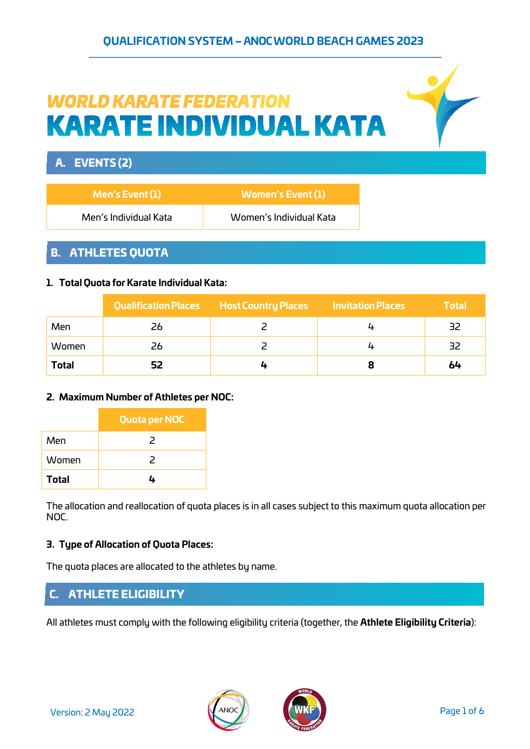# WORLD KARATE FEDERATION
# KARATE INDIVIDUAL KATA

## A. EVENTS (2)

| Men's Event (1) | Women's Event (1) |
|---|---|
| Men's Individual Kata | Women's Individual Kata |

## B. ATHLETES QUOTA

### 1. Total Quota for Karate Individual Kata:

| | Qualification Places | Host Country Places | Invitation Places | Total |
|---|---|---|---|---|
| Men | 26 | 2 | 4 | 32 |
| Women | 26 | 2 | 4 | 32 |
| **Total** | **52** | **4** | **8** | **64** |

### 2. Maximum Number of Athletes per NOC:

| | Quota per NOC |
|---|---|
| Men | 2 |
| Women | 2 |
| **Total** | **4** |

The allocation and reallocation of quota places is in all cases subject to this maximum quota allocation per NOC.

### 3. Type of Allocation of Quota Places:

The quota places are allocated to the athletes by name.

## C. ATHLETE ELIGIBILITY

All athletes must comply with the following eligibility criteria (together, the **Athlete Eligibility Criteria**):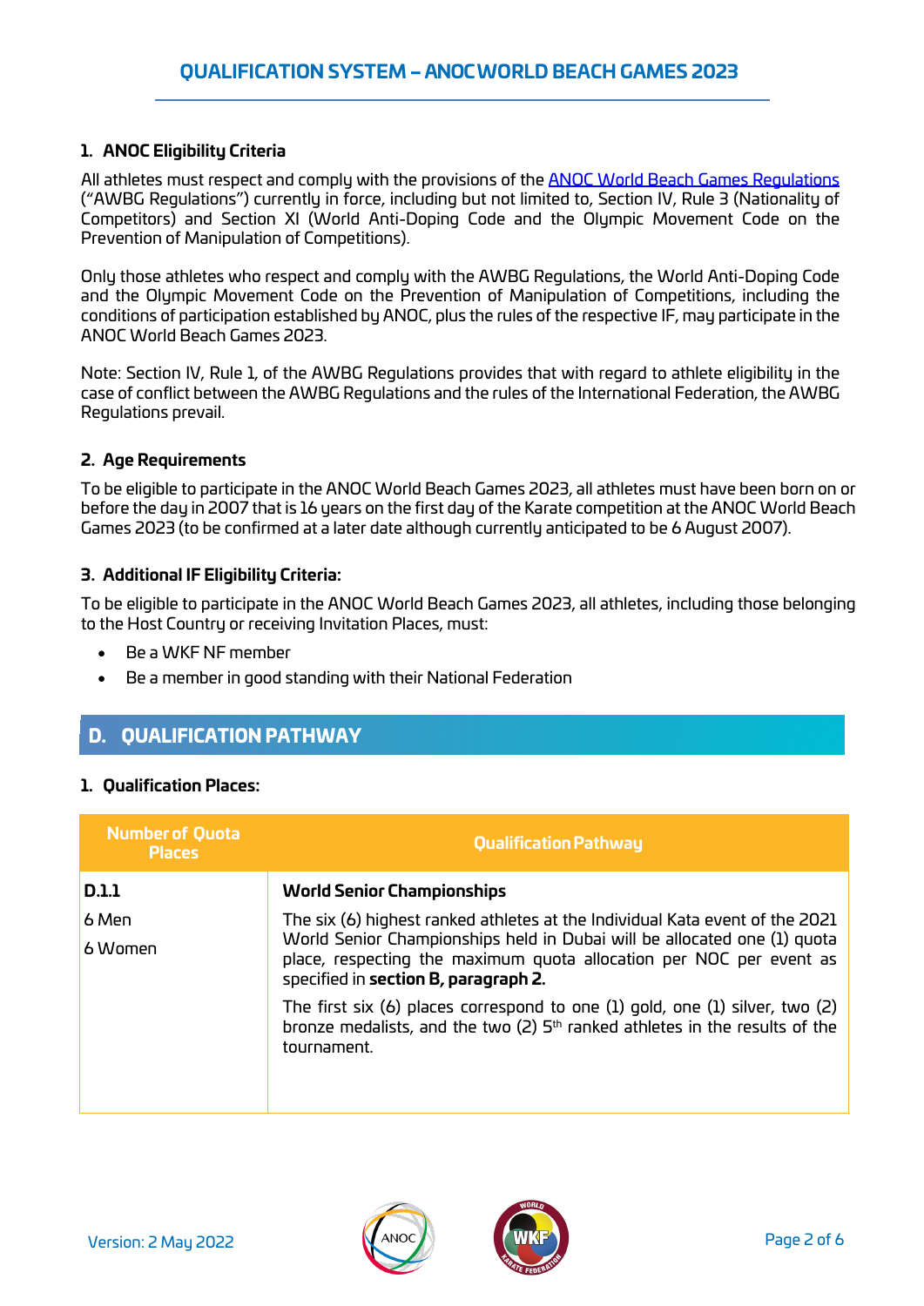## 1. ANOC Eligibility Criteria

All athletes must respect and comply with the provisions of the [ANOC World Beach Games Regulations](#) ("AWBG Regulations") currently in force, including but not limited to, Section IV, Rule 3 (Nationality of Competitors) and Section XI (World Anti-Doping Code and the Olympic Movement Code on the Prevention of Manipulation of Competitions).

Only those athletes who respect and comply with the AWBG Regulations, the World Anti-Doping Code and the Olympic Movement Code on the Prevention of Manipulation of Competitions, including the conditions of participation established by ANOC, plus the rules of the respective IF, may participate in the ANOC World Beach Games 2023.

Note: Section IV, Rule 1, of the AWBG Regulations provides that with regard to athlete eligibility in the case of conflict between the AWBG Regulations and the rules of the International Federation, the AWBG Regulations prevail.

## 2. Age Requirements

To be eligible to participate in the ANOC World Beach Games 2023, all athletes must have been born on or before the day in 2007 that is 16 years on the first day of the Karate competition at the ANOC World Beach Games 2023 (to be confirmed at a later date although currently anticipated to be 6 August 2007).

## 3. Additional IF Eligibility Criteria:

To be eligible to participate in the ANOC World Beach Games 2023, all athletes, including those belonging to the Host Country or receiving Invitation Places, must:

- Be a WKF NF member
- Be a member in good standing with their National Federation

# D. QUALIFICATION PATHWAY

## 1. Qualification Places:

| Number of Quota Places | Qualification Pathway |
|---|---|
| **D.1.1**<br>6 Men<br>6 Women | **World Senior Championships**<br>The six (6) highest ranked athletes at the Individual Kata event of the 2021 World Senior Championships held in Dubai will be allocated one (1) quota place, respecting the maximum quota allocation per NOC per event as specified in **section B, paragraph 2.**<br>The first six (6) places correspond to one (1) gold, one (1) silver, two (2) bronze medalists, and the two (2) 5th ranked athletes in the results of the tournament. |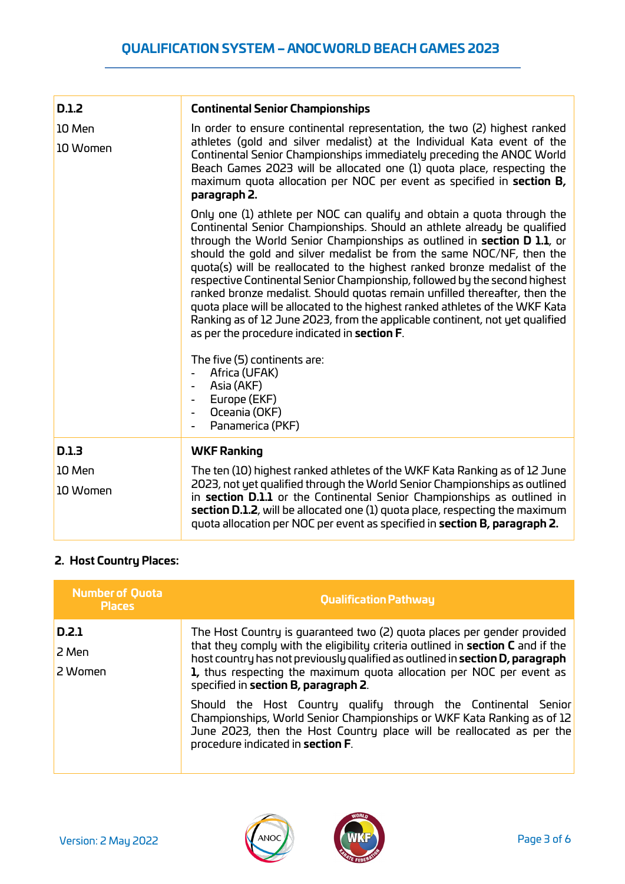| | |
|---|---|
| **D.1.2**<br><br>10 Men<br><br>10 Women | **Continental Senior Championships**<br><br>In order to ensure continental representation, the two (2) highest ranked athletes (gold and silver medalist) at the Individual Kata event of the Continental Senior Championships immediately preceding the ANOC World Beach Games 2023 will be allocated one (1) quota place, respecting the maximum quota allocation per NOC per event as specified in **section B, paragraph 2.**<br><br>Only one (1) athlete per NOC can qualify and obtain a quota through the Continental Senior Championships. Should an athlete already be qualified through the World Senior Championships as outlined in **section D 1.1**, or should the gold and silver medalist be from the same NOC/NF, then the quota(s) will be reallocated to the highest ranked bronze medalist of the respective Continental Senior Championship, followed by the second highest ranked bronze medalist. Should quotas remain unfilled thereafter, then the quota place will be allocated to the highest ranked athletes of the WKF Kata Ranking as of 12 June 2023, from the applicable continent, not yet qualified as per the procedure indicated in **section F**.<br><br>The five (5) continents are:<br>- Africa (UFAK)<br>- Asia (AKF)<br>- Europe (EKF)<br>- Oceania (OKF)<br>- Panamerica (PKF) |
| **D.1.3**<br><br>10 Men<br><br>10 Women | **WKF Ranking**<br><br>The ten (10) highest ranked athletes of the WKF Kata Ranking as of 12 June 2023, not yet qualified through the World Senior Championships as outlined in **section D.1.1** or the Continental Senior Championships as outlined in **section D.1.2**, will be allocated one (1) quota place, respecting the maximum quota allocation per NOC per event as specified in **section B, paragraph 2.** |

## 2. Host Country Places:

| Number of Quota Places | Qualification Pathway |
|---|---|
| **D.2.1**<br><br>2 Men<br><br>2 Women | The Host Country is guaranteed two (2) quota places per gender provided that they comply with the eligibility criteria outlined in **section C** and if the host country has not previously qualified as outlined in **section D, paragraph 1,** thus respecting the maximum quota allocation per NOC per event as specified in **section B, paragraph 2**.<br><br>Should the Host Country qualify through the Continental Senior Championships, World Senior Championships or WKF Kata Ranking as of 12 June 2023, then the Host Country place will be reallocated as per the procedure indicated in **section F**. |

Version: 2 May 2022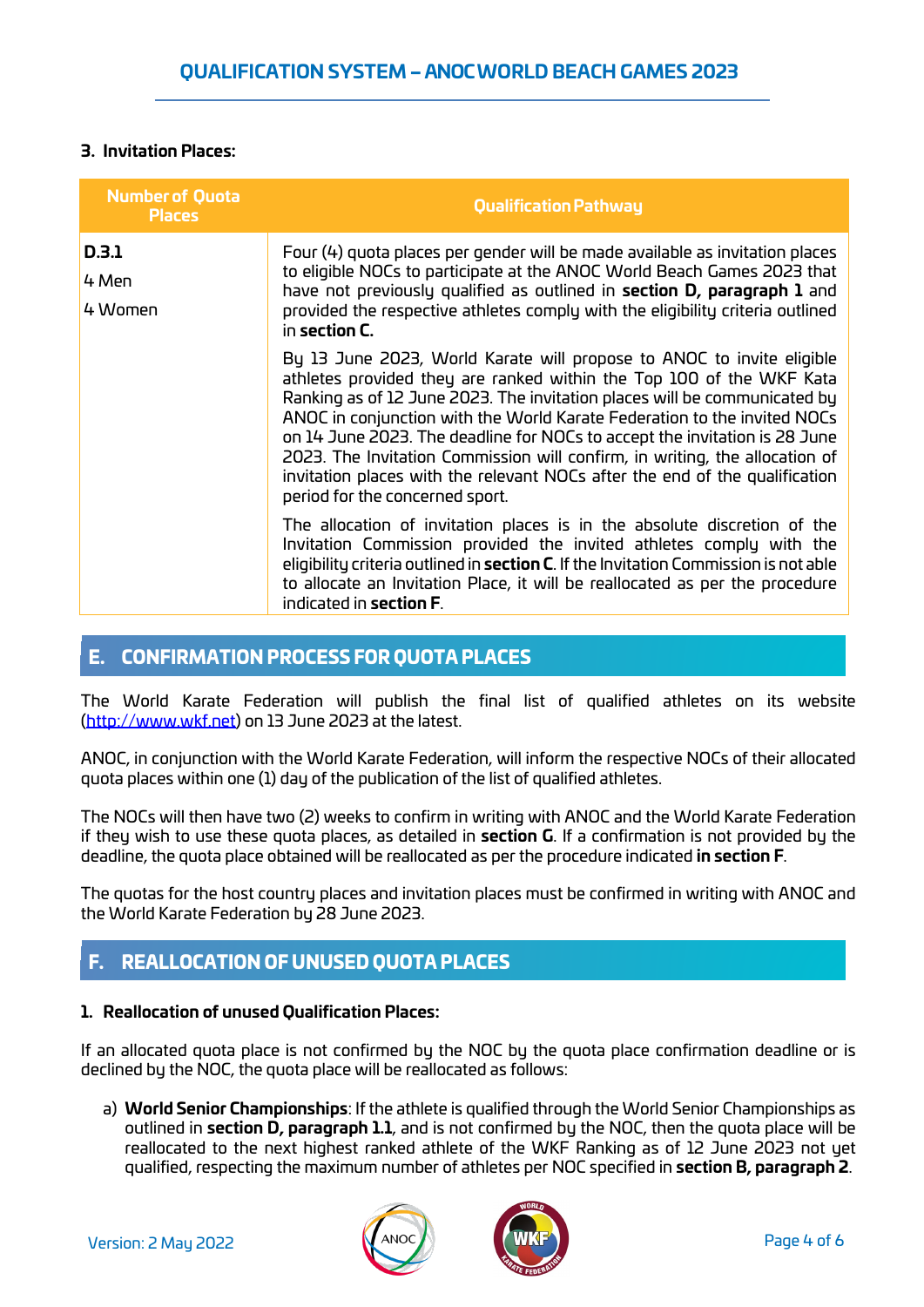### 3. Invitation Places:

| Number of Quota Places | Qualification Pathway |
|---|---|
| **D.3.1**<br>4 Men<br>4 Women | Four (4) quota places per gender will be made available as invitation places to eligible NOCs to participate at the ANOC World Beach Games 2023 that have not previously qualified as outlined in **section D, paragraph 1** and provided the respective athletes comply with the eligibility criteria outlined in **section C.**<br><br>By 13 June 2023, World Karate will propose to ANOC to invite eligible athletes provided they are ranked within the Top 100 of the WKF Kata Ranking as of 12 June 2023. The invitation places will be communicated by ANOC in conjunction with the World Karate Federation to the invited NOCs on 14 June 2023. The deadline for NOCs to accept the invitation is 28 June 2023. The Invitation Commission will confirm, in writing, the allocation of invitation places with the relevant NOCs after the end of the qualification period for the concerned sport.<br><br>The allocation of invitation places is in the absolute discretion of the Invitation Commission provided the invited athletes comply with the eligibility criteria outlined in **section C**. If the Invitation Commission is not able to allocate an Invitation Place, it will be reallocated as per the procedure indicated in **section F**. |

## E. CONFIRMATION PROCESS FOR QUOTA PLACES

The World Karate Federation will publish the final list of qualified athletes on its website (http://www.wkf.net) on 13 June 2023 at the latest.

ANOC, in conjunction with the World Karate Federation, will inform the respective NOCs of their allocated quota places within one (1) day of the publication of the list of qualified athletes.

The NOCs will then have two (2) weeks to confirm in writing with ANOC and the World Karate Federation if they wish to use these quota places, as detailed in **section G**. If a confirmation is not provided by the deadline, the quota place obtained will be reallocated as per the procedure indicated **in section F**.

The quotas for the host country places and invitation places must be confirmed in writing with ANOC and the World Karate Federation by 28 June 2023.

## F. REALLOCATION OF UNUSED QUOTA PLACES

### 1. Reallocation of unused Qualification Places:

If an allocated quota place is not confirmed by the NOC by the quota place confirmation deadline or is declined by the NOC, the quota place will be reallocated as follows:

a) **World Senior Championships**: If the athlete is qualified through the World Senior Championships as outlined in **section D, paragraph 1.1**, and is not confirmed by the NOC, then the quota place will be reallocated to the next highest ranked athlete of the WKF Ranking as of 12 June 2023 not yet qualified, respecting the maximum number of athletes per NOC specified in **section B, paragraph 2**.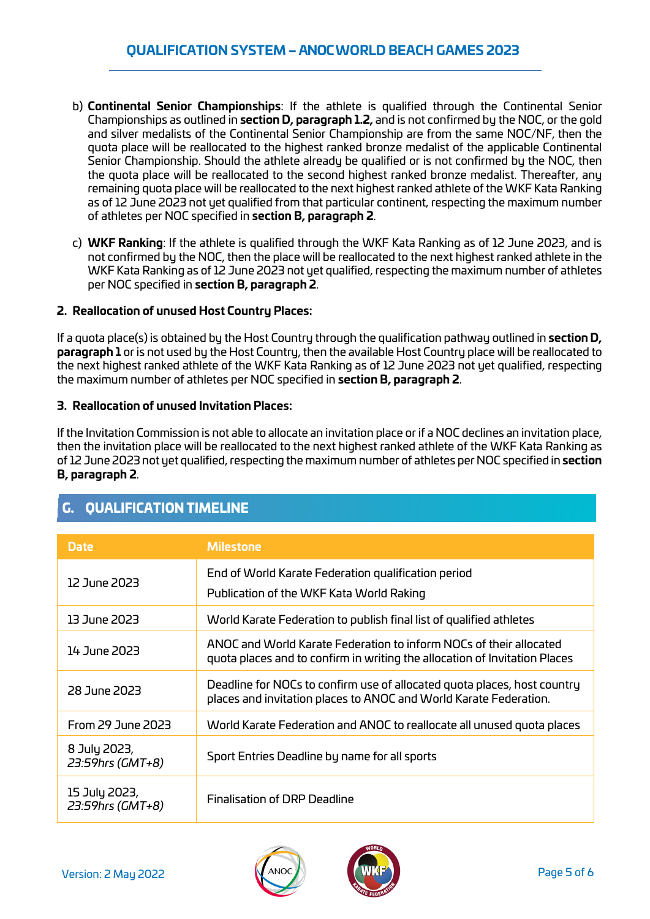b) **Continental Senior Championships**: If the athlete is qualified through the Continental Senior Championships as outlined in **section D, paragraph 1.2,** and is not confirmed by the NOC, or the gold and silver medalists of the Continental Senior Championship are from the same NOC/NF, then the quota place will be reallocated to the highest ranked bronze medalist of the applicable Continental Senior Championship. Should the athlete already be qualified or is not confirmed by the NOC, then the quota place will be reallocated to the second highest ranked bronze medalist. Thereafter, any remaining quota place will be reallocated to the next highest ranked athlete of the WKF Kata Ranking as of 12 June 2023 not yet qualified from that particular continent, respecting the maximum number of athletes per NOC specified in **section B, paragraph 2**.

c) **WKF Ranking**: If the athlete is qualified through the WKF Kata Ranking as of 12 June 2023, and is not confirmed by the NOC, then the place will be reallocated to the next highest ranked athlete in the WKF Kata Ranking as of 12 June 2023 not yet qualified, respecting the maximum number of athletes per NOC specified in **section B, paragraph 2**.

**2. Reallocation of unused Host Country Places:**

If a quota place(s) is obtained by the Host Country through the qualification pathway outlined in **section D, paragraph 1** or is not used by the Host Country, then the available Host Country place will be reallocated to the next highest ranked athlete of the WKF Kata Ranking as of 12 June 2023 not yet qualified, respecting the maximum number of athletes per NOC specified in **section B, paragraph 2**.

**3. Reallocation of unused Invitation Places:**

If the Invitation Commission is not able to allocate an invitation place or if a NOC declines an invitation place, then the invitation place will be reallocated to the next highest ranked athlete of the WKF Kata Ranking as of 12 June 2023 not yet qualified, respecting the maximum number of athletes per NOC specified in **section B, paragraph 2**.

## G. QUALIFICATION TIMELINE

| Date | Milestone |
|---|---|
| 12 June 2023 | End of World Karate Federation qualification period<br>Publication of the WKF Kata World Raking |
| 13 June 2023 | World Karate Federation to publish final list of qualified athletes |
| 14 June 2023 | ANOC and World Karate Federation to inform NOCs of their allocated quota places and to confirm in writing the allocation of Invitation Places |
| 28 June 2023 | Deadline for NOCs to confirm use of allocated quota places, host country places and invitation places to ANOC and World Karate Federation. |
| From 29 June 2023 | World Karate Federation and ANOC to reallocate all unused quota places |
| 8 July 2023, *23:59hrs (GMT+8)* | Sport Entries Deadline by name for all sports |
| 15 July 2023, *23:59hrs (GMT+8)* | Finalisation of DRP Deadline |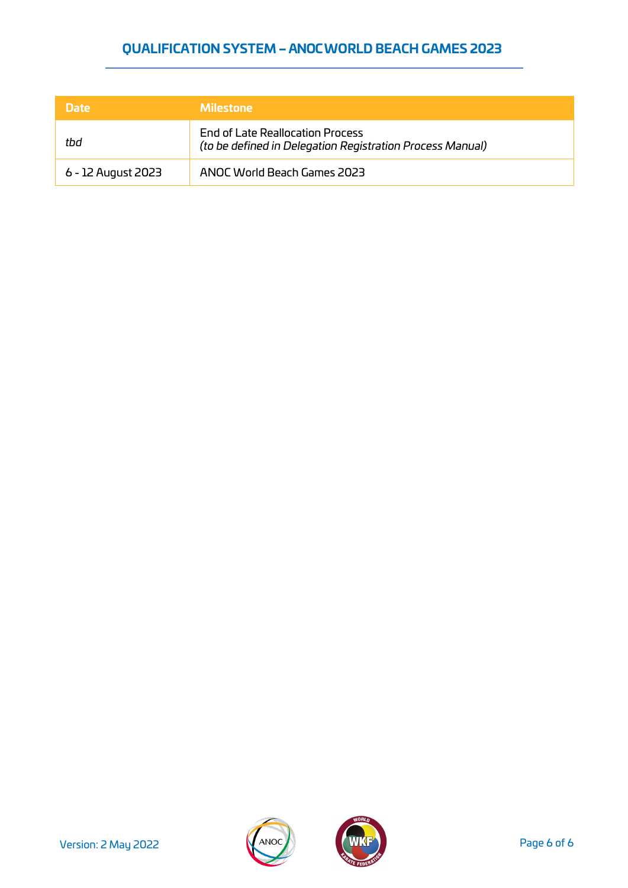| Date | Milestone |
|---|---|
| *tbd* | End of Late Reallocation Process<br>*(to be defined in Delegation Registration Process Manual)* |
| 6 - 12 August 2023 | ANOC World Beach Games 2023 |